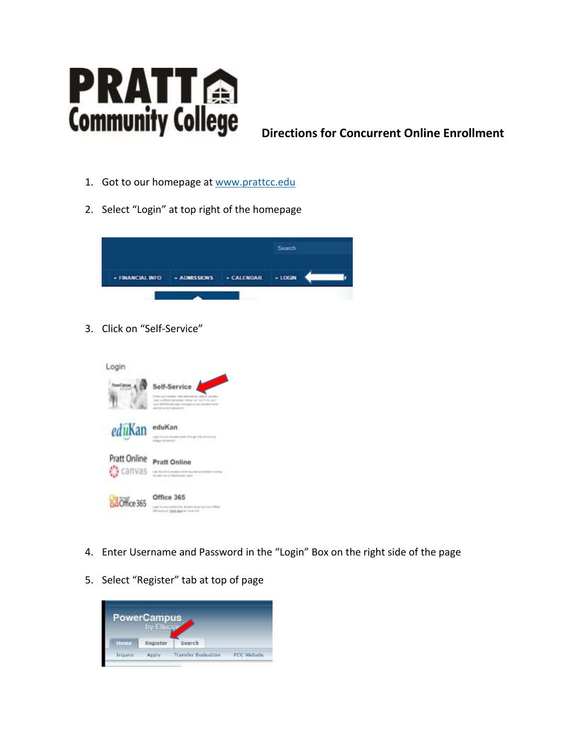# Directions for Concurrent Online Enrollment

1. Got to our homepage at www.prattcc.edu
2. Select "Login" at top right of the homepage
3. Click on "Self-Service"
4. Enter Username and Password in the "Login" Box on the right side of the page
5. Select "Register" tab at top of page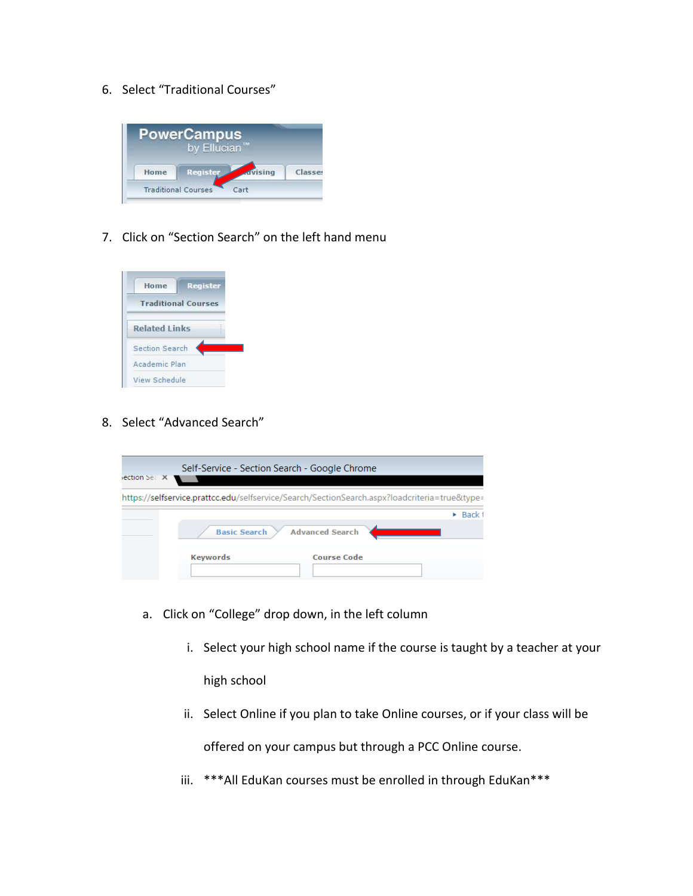6. Select "Traditional Courses"

7. Click on "Section Search" on the left hand menu

8. Select "Advanced Search"

   a. Click on "College" drop down, in the left column

      i. Select your high school name if the course is taught by a teacher at your high school

      ii. Select Online if you plan to take Online courses, or if your class will be offered on your campus but through a PCC Online course.

      iii. ***All EduKan courses must be enrolled in through EduKan***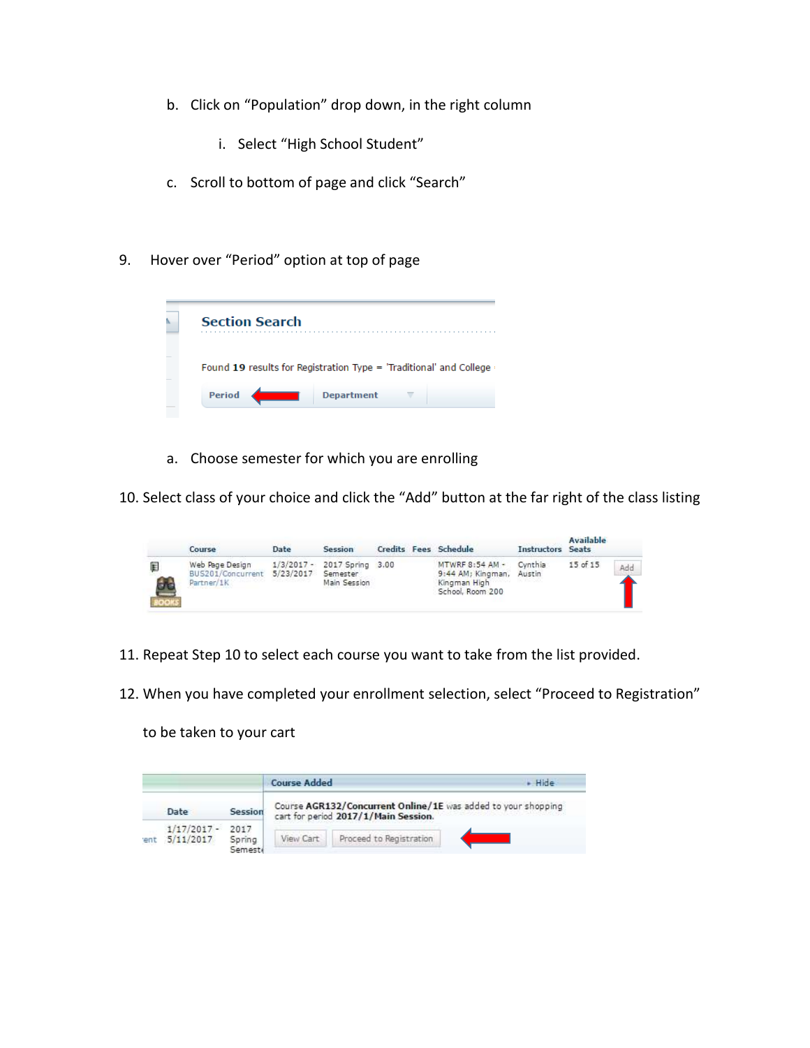b. Click on "Population" drop down, in the right column

   i. Select "High School Student"

c. Scroll to bottom of page and click "Search"

9. Hover over "Period" option at top of page

   a. Choose semester for which you are enrolling

10. Select class of your choice and click the "Add" button at the far right of the class listing

11. Repeat Step 10 to select each course you want to take from the list provided.

12. When you have completed your enrollment selection, select "Proceed to Registration" to be taken to your cart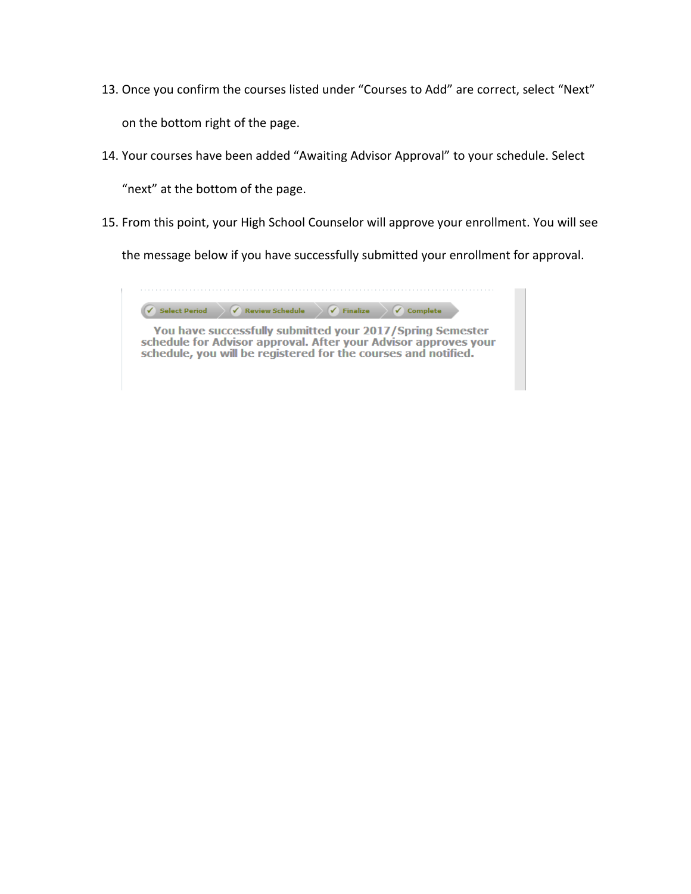13. Once you confirm the courses listed under "Courses to Add" are correct, select "Next" on the bottom right of the page.
14. Your courses have been added "Awaiting Advisor Approval" to your schedule. Select "next" at the bottom of the page.
15. From this point, your High School Counselor will approve your enrollment. You will see the message below if you have successfully submitted your enrollment for approval.

✓ Select Period ✓ Review Schedule ✓ Finalize ✓ Complete

You have successfully submitted your 2017/Spring Semester schedule for Advisor approval. After your Advisor approves your schedule, you will be registered for the courses and notified.